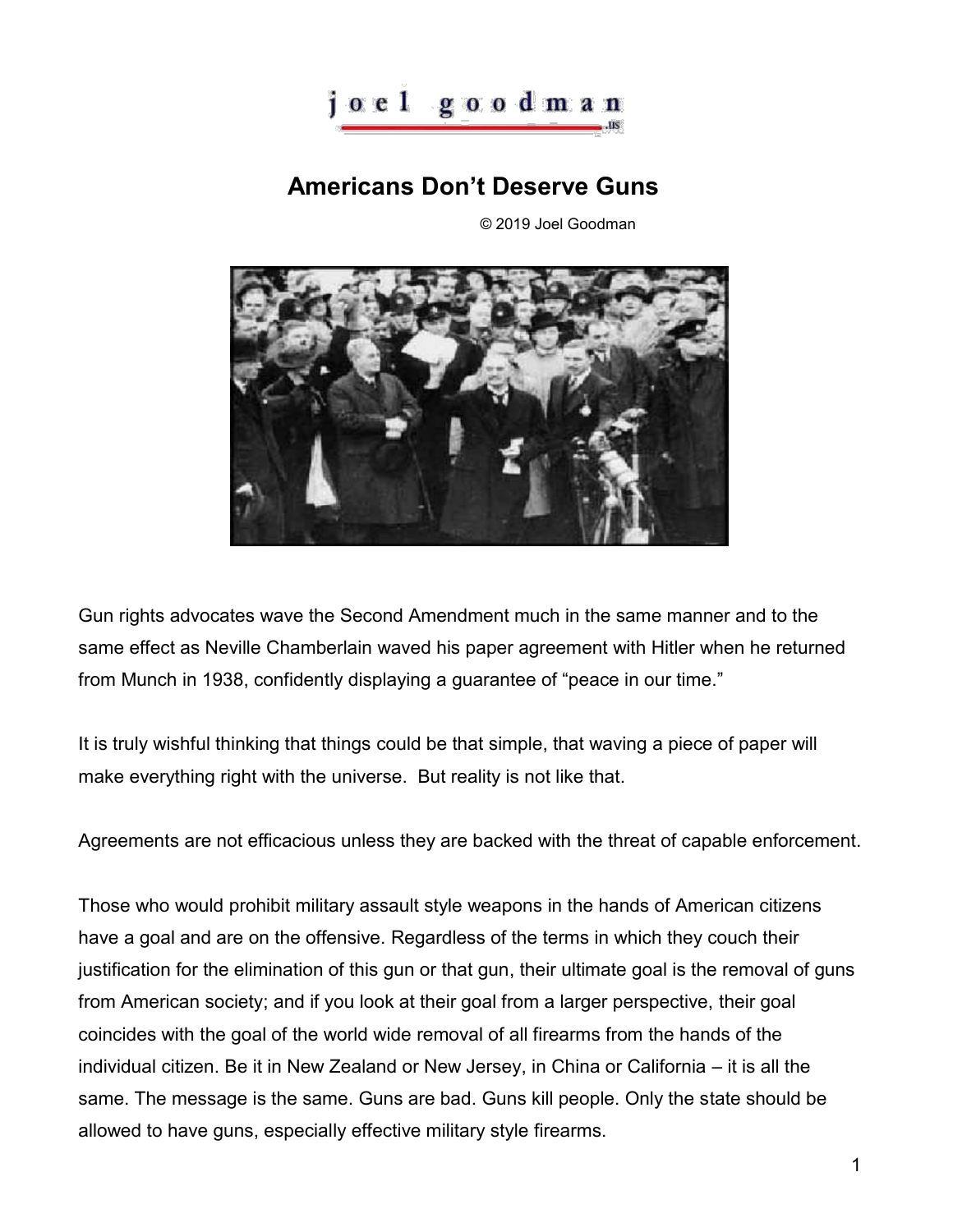joel goodman .us

# Americans Don't Deserve Guns

© 2019 Joel Goodman

Gun rights advocates wave the Second Amendment much in the same manner and to the same effect as Neville Chamberlain waved his paper agreement with Hitler when he returned from Munch in 1938, confidently displaying a guarantee of "peace in our time."

It is truly wishful thinking that things could be that simple, that waving a piece of paper will make everything right with the universe. But reality is not like that.

Agreements are not efficacious unless they are backed with the threat of capable enforcement.

Those who would prohibit military assault style weapons in the hands of American citizens have a goal and are on the offensive. Regardless of the terms in which they couch their justification for the elimination of this gun or that gun, their ultimate goal is the removal of guns from American society; and if you look at their goal from a larger perspective, their goal coincides with the goal of the world wide removal of all firearms from the hands of the individual citizen. Be it in New Zealand or New Jersey, in China or California – it is all the same. The message is the same. Guns are bad. Guns kill people. Only the state should be allowed to have guns, especially effective military style firearms.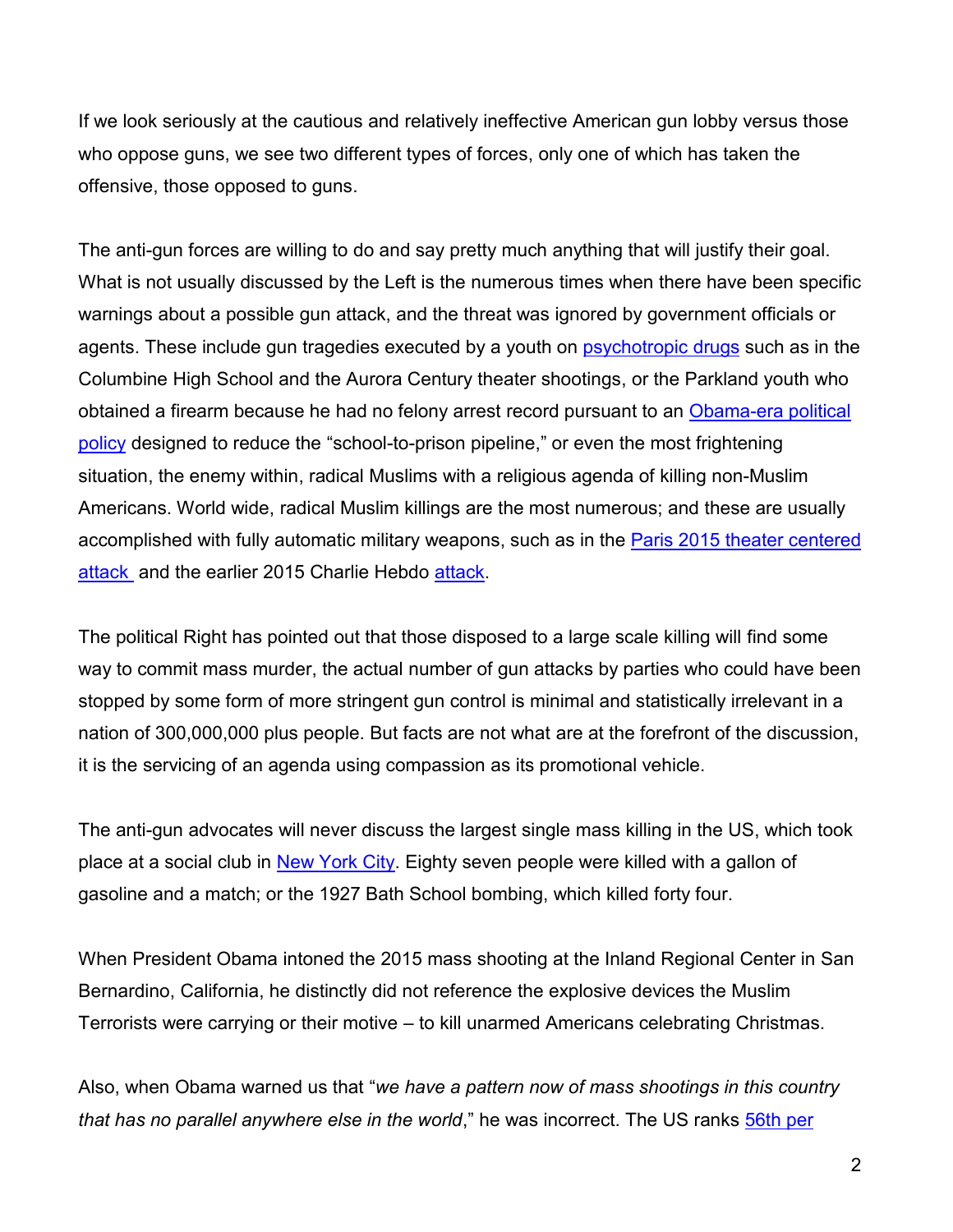If we look seriously at the cautious and relatively ineffective American gun lobby versus those who oppose guns, we see two different types of forces, only one of which has taken the offensive, those opposed to guns.

The anti-gun forces are willing to do and say pretty much anything that will justify their goal. What is not usually discussed by the Left is the numerous times when there have been specific warnings about a possible gun attack, and the threat was ignored by government officials or agents. These include gun tragedies executed by a youth on psychotropic drugs such as in the Columbine High School and the Aurora Century theater shootings, or the Parkland youth who obtained a firearm because he had no felony arrest record pursuant to an Obama-era political policy designed to reduce the "school-to-prison pipeline," or even the most frightening situation, the enemy within, radical Muslims with a religious agenda of killing non-Muslim Americans. World wide, radical Muslim killings are the most numerous; and these are usually accomplished with fully automatic military weapons, such as in the Paris 2015 theater centered attack and the earlier 2015 Charlie Hebdo attack.

The political Right has pointed out that those disposed to a large scale killing will find some way to commit mass murder, the actual number of gun attacks by parties who could have been stopped by some form of more stringent gun control is minimal and statistically irrelevant in a nation of 300,000,000 plus people. But facts are not what are at the forefront of the discussion, it is the servicing of an agenda using compassion as its promotional vehicle.

The anti-gun advocates will never discuss the largest single mass killing in the US, which took place at a social club in New York City. Eighty seven people were killed with a gallon of gasoline and a match; or the 1927 Bath School bombing, which killed forty four.

When President Obama intoned the 2015 mass shooting at the Inland Regional Center in San Bernardino, California, he distinctly did not reference the explosive devices the Muslim Terrorists were carrying or their motive – to kill unarmed Americans celebrating Christmas.

Also, when Obama warned us that "*we have a pattern now of mass shootings in this country that has no parallel anywhere else in the world*," he was incorrect. The US ranks 56th per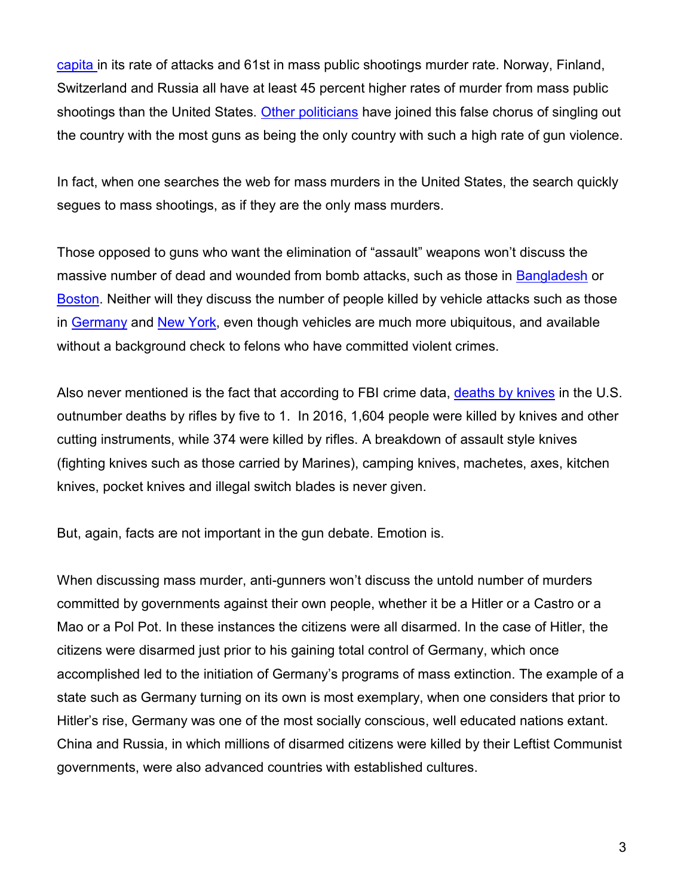capita in its rate of attacks and 61st in mass public shootings murder rate. Norway, Finland, Switzerland and Russia all have at least 45 percent higher rates of murder from mass public shootings than the United States. Other politicians have joined this false chorus of singling out the country with the most guns as being the only country with such a high rate of gun violence.

In fact, when one searches the web for mass murders in the United States, the search quickly segues to mass shootings, as if they are the only mass murders.

Those opposed to guns who want the elimination of "assault" weapons won't discuss the massive number of dead and wounded from bomb attacks, such as those in Bangladesh or Boston. Neither will they discuss the number of people killed by vehicle attacks such as those in Germany and New York, even though vehicles are much more ubiquitous, and available without a background check to felons who have committed violent crimes.

Also never mentioned is the fact that according to FBI crime data, deaths by knives in the U.S. outnumber deaths by rifles by five to 1. In 2016, 1,604 people were killed by knives and other cutting instruments, while 374 were killed by rifles. A breakdown of assault style knives (fighting knives such as those carried by Marines), camping knives, machetes, axes, kitchen knives, pocket knives and illegal switch blades is never given.

But, again, facts are not important in the gun debate. Emotion is.

When discussing mass murder, anti-gunners won't discuss the untold number of murders committed by governments against their own people, whether it be a Hitler or a Castro or a Mao or a Pol Pot. In these instances the citizens were all disarmed. In the case of Hitler, the citizens were disarmed just prior to his gaining total control of Germany, which once accomplished led to the initiation of Germany's programs of mass extinction. The example of a state such as Germany turning on its own is most exemplary, when one considers that prior to Hitler's rise, Germany was one of the most socially conscious, well educated nations extant. China and Russia, in which millions of disarmed citizens were killed by their Leftist Communist governments, were also advanced countries with established cultures.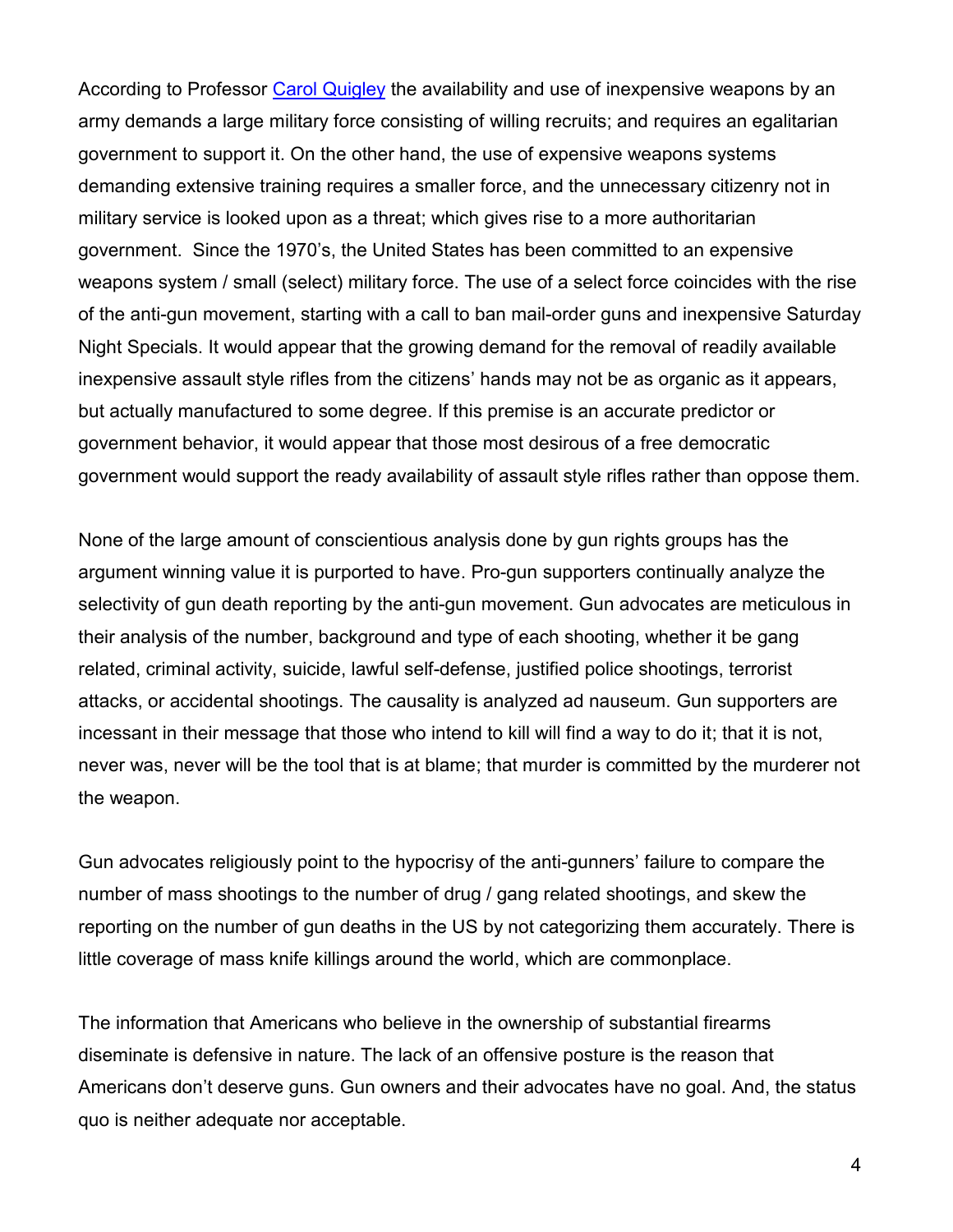According to Professor [Carol Quigley](#) the availability and use of inexpensive weapons by an army demands a large military force consisting of willing recruits; and requires an egalitarian government to support it. On the other hand, the use of expensive weapons systems demanding extensive training requires a smaller force, and the unnecessary citizenry not in military service is looked upon as a threat; which gives rise to a more authoritarian government. Since the 1970's, the United States has been committed to an expensive weapons system / small (select) military force. The use of a select force coincides with the rise of the anti-gun movement, starting with a call to ban mail-order guns and inexpensive Saturday Night Specials. It would appear that the growing demand for the removal of readily available inexpensive assault style rifles from the citizens' hands may not be as organic as it appears, but actually manufactured to some degree. If this premise is an accurate predictor or government behavior, it would appear that those most desirous of a free democratic government would support the ready availability of assault style rifles rather than oppose them.

None of the large amount of conscientious analysis done by gun rights groups has the argument winning value it is purported to have. Pro-gun supporters continually analyze the selectivity of gun death reporting by the anti-gun movement. Gun advocates are meticulous in their analysis of the number, background and type of each shooting, whether it be gang related, criminal activity, suicide, lawful self-defense, justified police shootings, terrorist attacks, or accidental shootings. The causality is analyzed ad nauseum. Gun supporters are incessant in their message that those who intend to kill will find a way to do it; that it is not, never was, never will be the tool that is at blame; that murder is committed by the murderer not the weapon.

Gun advocates religiously point to the hypocrisy of the anti-gunners' failure to compare the number of mass shootings to the number of drug / gang related shootings, and skew the reporting on the number of gun deaths in the US by not categorizing them accurately. There is little coverage of mass knife killings around the world, which are commonplace.

The information that Americans who believe in the ownership of substantial firearms diseminate is defensive in nature. The lack of an offensive posture is the reason that Americans don't deserve guns. Gun owners and their advocates have no goal. And, the status quo is neither adequate nor acceptable.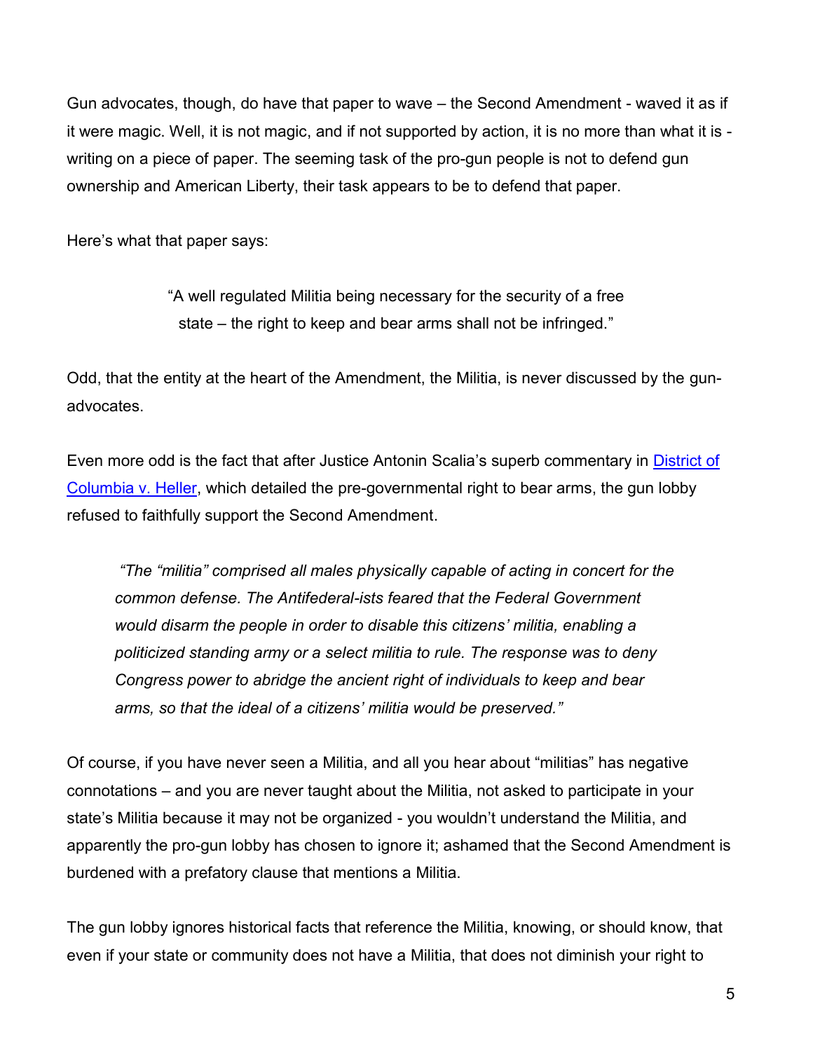Gun advocates, though, do have that paper to wave – the Second Amendment - waved it as if it were magic. Well, it is not magic, and if not supported by action, it is no more than what it is - writing on a piece of paper. The seeming task of the pro-gun people is not to defend gun ownership and American Liberty, their task appears to be to defend that paper.

Here's what that paper says:

> "A well regulated Militia being necessary for the security of a free state – the right to keep and bear arms shall not be infringed."

Odd, that the entity at the heart of the Amendment, the Militia, is never discussed by the gun-advocates.

Even more odd is the fact that after Justice Antonin Scalia's superb commentary in [District of Columbia v. Heller](), which detailed the pre-governmental right to bear arms, the gun lobby refused to faithfully support the Second Amendment.

> *"The "militia" comprised all males physically capable of acting in concert for the common defense. The Antifederal-ists feared that the Federal Government would disarm the people in order to disable this citizens' militia, enabling a politicized standing army or a select militia to rule. The response was to deny Congress power to abridge the ancient right of individuals to keep and bear arms, so that the ideal of a citizens' militia would be preserved."*

Of course, if you have never seen a Militia, and all you hear about "militias" has negative connotations – and you are never taught about the Militia, not asked to participate in your state's Militia because it may not be organized - you wouldn't understand the Militia, and apparently the pro-gun lobby has chosen to ignore it; ashamed that the Second Amendment is burdened with a prefatory clause that mentions a Militia.

The gun lobby ignores historical facts that reference the Militia, knowing, or should know, that even if your state or community does not have a Militia, that does not diminish your right to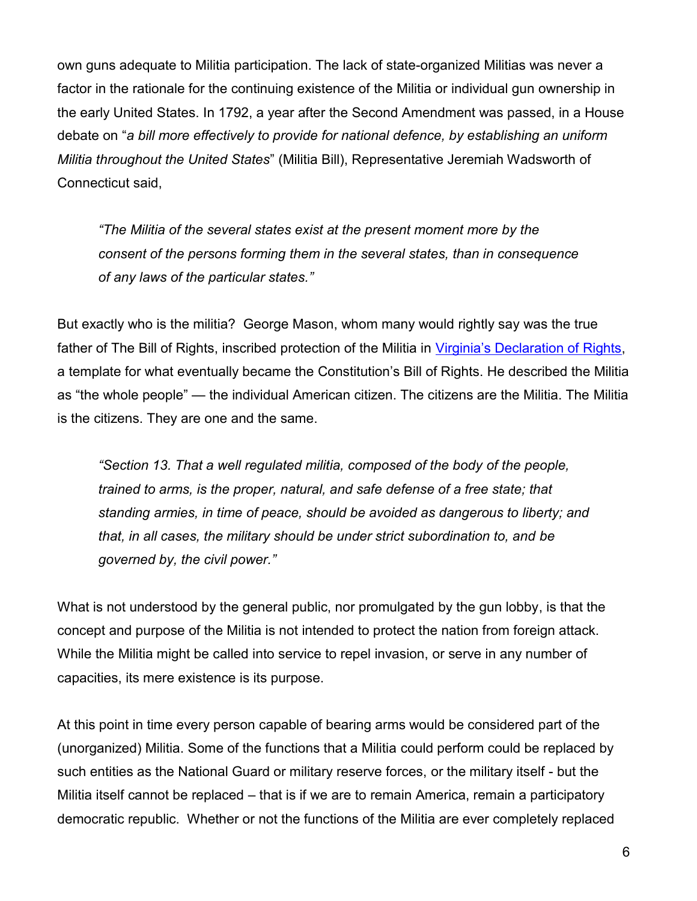own guns adequate to Militia participation. The lack of state-organized Militias was never a factor in the rationale for the continuing existence of the Militia or individual gun ownership in the early United States. In 1792, a year after the Second Amendment was passed, in a House debate on "*a bill more effectively to provide for national defence, by establishing an uniform Militia throughout the United States*" (Militia Bill), Representative Jeremiah Wadsworth of Connecticut said,

> *"The Militia of the several states exist at the present moment more by the consent of the persons forming them in the several states, than in consequence of any laws of the particular states."*

But exactly who is the militia? George Mason, whom many would rightly say was the true father of The Bill of Rights, inscribed protection of the Militia in [Virginia's Declaration of Rights](), a template for what eventually became the Constitution's Bill of Rights. He described the Militia as "the whole people" — the individual American citizen. The citizens are the Militia. The Militia is the citizens. They are one and the same.

> *"Section 13. That a well regulated militia, composed of the body of the people, trained to arms, is the proper, natural, and safe defense of a free state; that standing armies, in time of peace, should be avoided as dangerous to liberty; and that, in all cases, the military should be under strict subordination to, and be governed by, the civil power."*

What is not understood by the general public, nor promulgated by the gun lobby, is that the concept and purpose of the Militia is not intended to protect the nation from foreign attack. While the Militia might be called into service to repel invasion, or serve in any number of capacities, its mere existence is its purpose.

At this point in time every person capable of bearing arms would be considered part of the (unorganized) Militia. Some of the functions that a Militia could perform could be replaced by such entities as the National Guard or military reserve forces, or the military itself - but the Militia itself cannot be replaced – that is if we are to remain America, remain a participatory democratic republic. Whether or not the functions of the Militia are ever completely replaced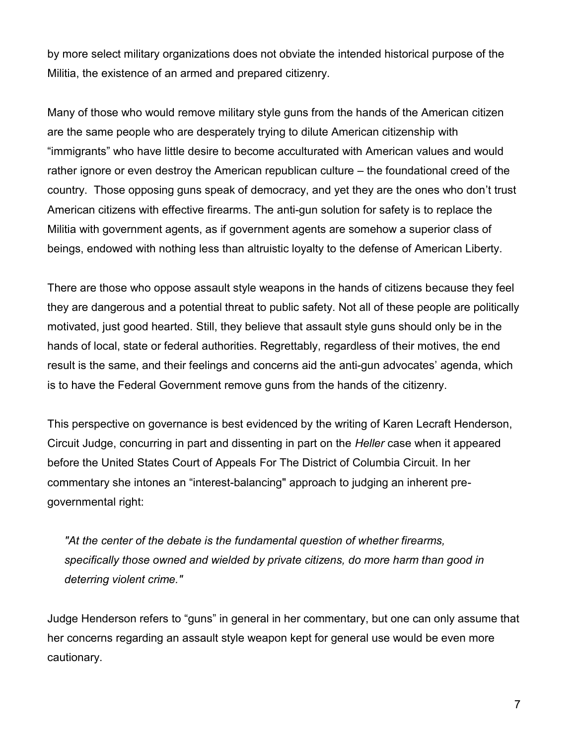by more select military organizations does not obviate the intended historical purpose of the Militia, the existence of an armed and prepared citizenry.

Many of those who would remove military style guns from the hands of the American citizen are the same people who are desperately trying to dilute American citizenship with "immigrants" who have little desire to become acculturated with American values and would rather ignore or even destroy the American republican culture – the foundational creed of the country.  Those opposing guns speak of democracy, and yet they are the ones who don't trust American citizens with effective firearms. The anti-gun solution for safety is to replace the Militia with government agents, as if government agents are somehow a superior class of beings, endowed with nothing less than altruistic loyalty to the defense of American Liberty.

There are those who oppose assault style weapons in the hands of citizens because they feel they are dangerous and a potential threat to public safety. Not all of these people are politically motivated, just good hearted. Still, they believe that assault style guns should only be in the hands of local, state or federal authorities. Regrettably, regardless of their motives, the end result is the same, and their feelings and concerns aid the anti-gun advocates' agenda, which is to have the Federal Government remove guns from the hands of the citizenry.

This perspective on governance is best evidenced by the writing of Karen Lecraft Henderson, Circuit Judge, concurring in part and dissenting in part on the *Heller* case when it appeared before the United States Court of Appeals For The District of Columbia Circuit. In her commentary she intones an "interest-balancing" approach to judging an inherent pre-governmental right:

> *"At the center of the debate is the fundamental question of whether firearms, specifically those owned and wielded by private citizens, do more harm than good in deterring violent crime."*

Judge Henderson refers to "guns" in general in her commentary, but one can only assume that her concerns regarding an assault style weapon kept for general use would be even more cautionary.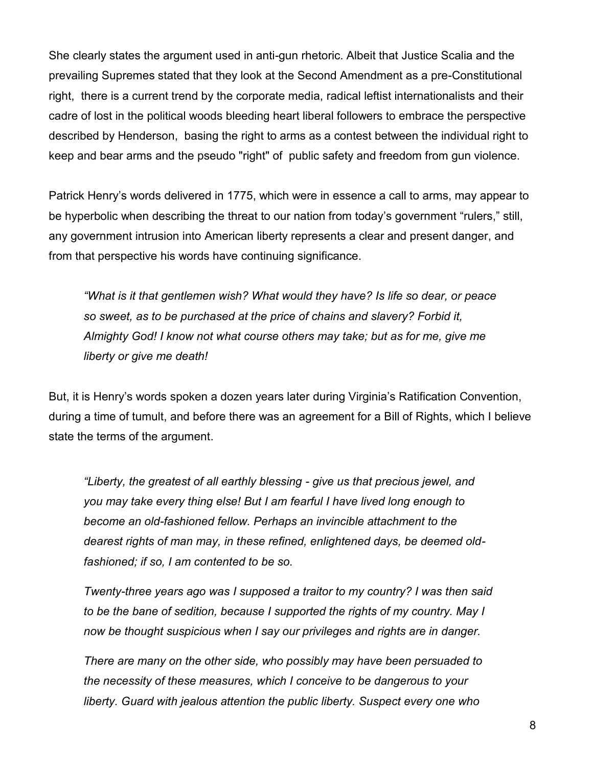She clearly states the argument used in anti-gun rhetoric. Albeit that Justice Scalia and the prevailing Supremes stated that they look at the Second Amendment as a pre-Constitutional right, there is a current trend by the corporate media, radical leftist internationalists and their cadre of lost in the political woods bleeding heart liberal followers to embrace the perspective described by Henderson, basing the right to arms as a contest between the individual right to keep and bear arms and the pseudo "right" of public safety and freedom from gun violence.

Patrick Henry's words delivered in 1775, which were in essence a call to arms, may appear to be hyperbolic when describing the threat to our nation from today's government "rulers," still, any government intrusion into American liberty represents a clear and present danger, and from that perspective his words have continuing significance.

> *"What is it that gentlemen wish? What would they have? Is life so dear, or peace so sweet, as to be purchased at the price of chains and slavery? Forbid it, Almighty God! I know not what course others may take; but as for me, give me liberty or give me death!*

But, it is Henry's words spoken a dozen years later during Virginia's Ratification Convention, during a time of tumult, and before there was an agreement for a Bill of Rights, which I believe state the terms of the argument.

> *"Liberty, the greatest of all earthly blessing - give us that precious jewel, and you may take every thing else! But I am fearful I have lived long enough to become an old-fashioned fellow. Perhaps an invincible attachment to the dearest rights of man may, in these refined, enlightened days, be deemed old-fashioned; if so, I am contented to be so.*
>
> *Twenty-three years ago was I supposed a traitor to my country? I was then said to be the bane of sedition, because I supported the rights of my country. May I now be thought suspicious when I say our privileges and rights are in danger.*
>
> *There are many on the other side, who possibly may have been persuaded to the necessity of these measures, which I conceive to be dangerous to your liberty. Guard with jealous attention the public liberty. Suspect every one who*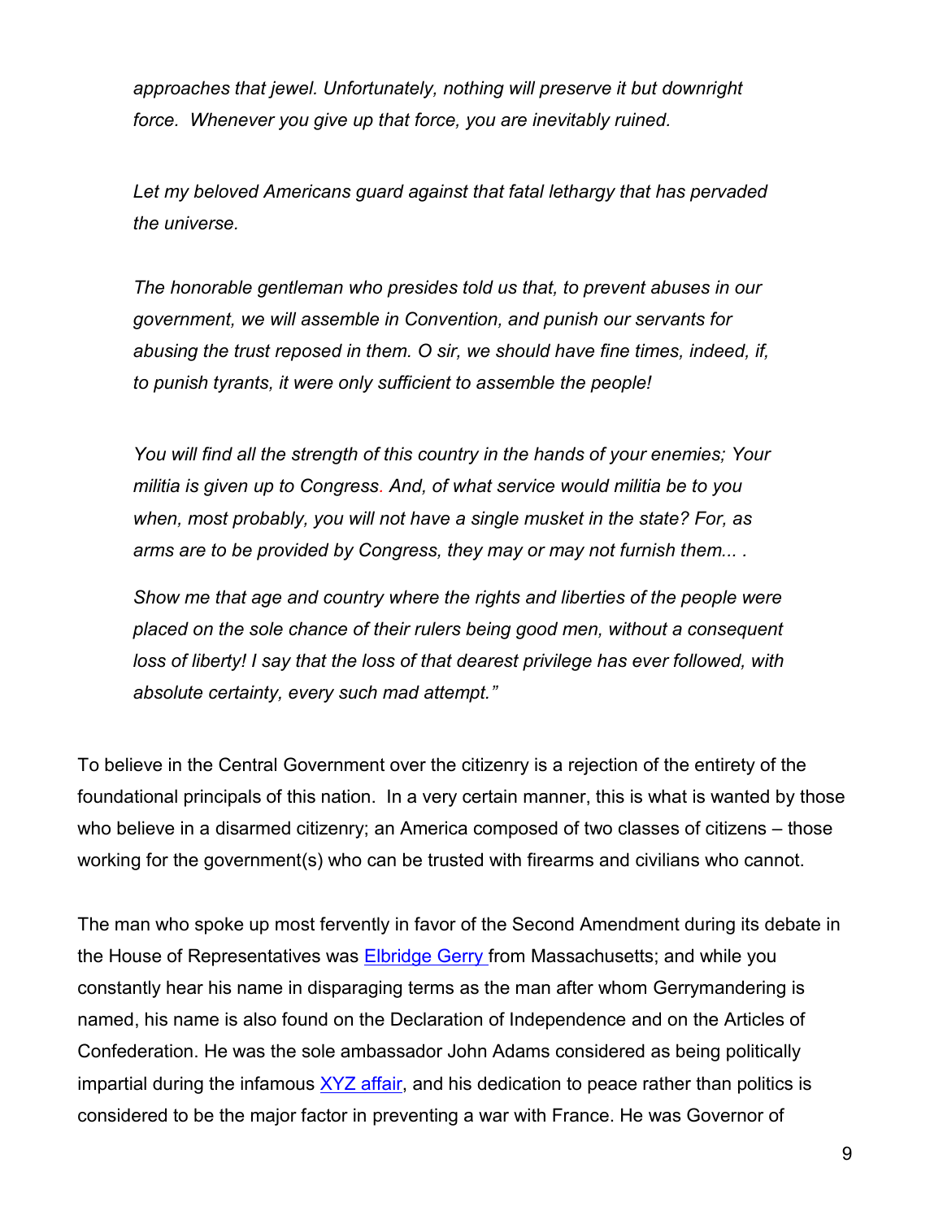*approaches that jewel. Unfortunately, nothing will preserve it but downright force. Whenever you give up that force, you are inevitably ruined.*

*Let my beloved Americans guard against that fatal lethargy that has pervaded the universe.*

*The honorable gentleman who presides told us that, to prevent abuses in our government, we will assemble in Convention, and punish our servants for abusing the trust reposed in them. O sir, we should have fine times, indeed, if, to punish tyrants, it were only sufficient to assemble the people!*

*You will find all the strength of this country in the hands of your enemies; Your militia is given up to Congress. And, of what service would militia be to you when, most probably, you will not have a single musket in the state? For, as arms are to be provided by Congress, they may or may not furnish them... .*

*Show me that age and country where the rights and liberties of the people were placed on the sole chance of their rulers being good men, without a consequent loss of liberty! I say that the loss of that dearest privilege has ever followed, with absolute certainty, every such mad attempt."*

To believe in the Central Government over the citizenry is a rejection of the entirety of the foundational principals of this nation. In a very certain manner, this is what is wanted by those who believe in a disarmed citizenry; an America composed of two classes of citizens – those working for the government(s) who can be trusted with firearms and civilians who cannot.

The man who spoke up most fervently in favor of the Second Amendment during its debate in the House of Representatives was Elbridge Gerry from Massachusetts; and while you constantly hear his name in disparaging terms as the man after whom Gerrymandering is named, his name is also found on the Declaration of Independence and on the Articles of Confederation. He was the sole ambassador John Adams considered as being politically impartial during the infamous XYZ affair, and his dedication to peace rather than politics is considered to be the major factor in preventing a war with France. He was Governor of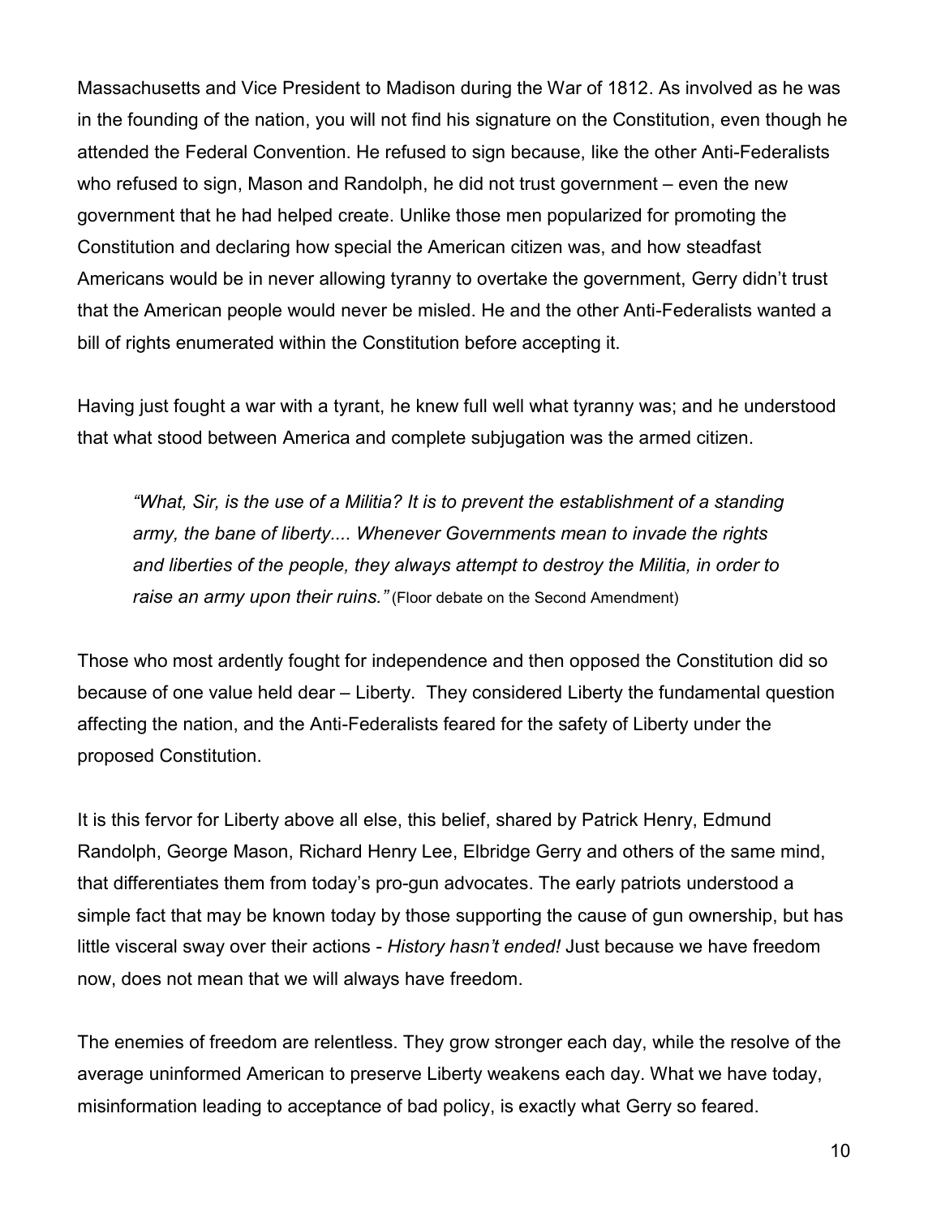Massachusetts and Vice President to Madison during the War of 1812. As involved as he was in the founding of the nation, you will not find his signature on the Constitution, even though he attended the Federal Convention. He refused to sign because, like the other Anti-Federalists who refused to sign, Mason and Randolph, he did not trust government – even the new government that he had helped create. Unlike those men popularized for promoting the Constitution and declaring how special the American citizen was, and how steadfast Americans would be in never allowing tyranny to overtake the government, Gerry didn't trust that the American people would never be misled. He and the other Anti-Federalists wanted a bill of rights enumerated within the Constitution before accepting it.

Having just fought a war with a tyrant, he knew full well what tyranny was; and he understood that what stood between America and complete subjugation was the armed citizen.

> *"What, Sir, is the use of a Militia? It is to prevent the establishment of a standing army, the bane of liberty.... Whenever Governments mean to invade the rights and liberties of the people, they always attempt to destroy the Militia, in order to raise an army upon their ruins."* (Floor debate on the Second Amendment)

Those who most ardently fought for independence and then opposed the Constitution did so because of one value held dear – Liberty. They considered Liberty the fundamental question affecting the nation, and the Anti-Federalists feared for the safety of Liberty under the proposed Constitution.

It is this fervor for Liberty above all else, this belief, shared by Patrick Henry, Edmund Randolph, George Mason, Richard Henry Lee, Elbridge Gerry and others of the same mind, that differentiates them from today's pro-gun advocates. The early patriots understood a simple fact that may be known today by those supporting the cause of gun ownership, but has little visceral sway over their actions - *History hasn't ended!* Just because we have freedom now, does not mean that we will always have freedom.

The enemies of freedom are relentless. They grow stronger each day, while the resolve of the average uninformed American to preserve Liberty weakens each day. What we have today, misinformation leading to acceptance of bad policy, is exactly what Gerry so feared.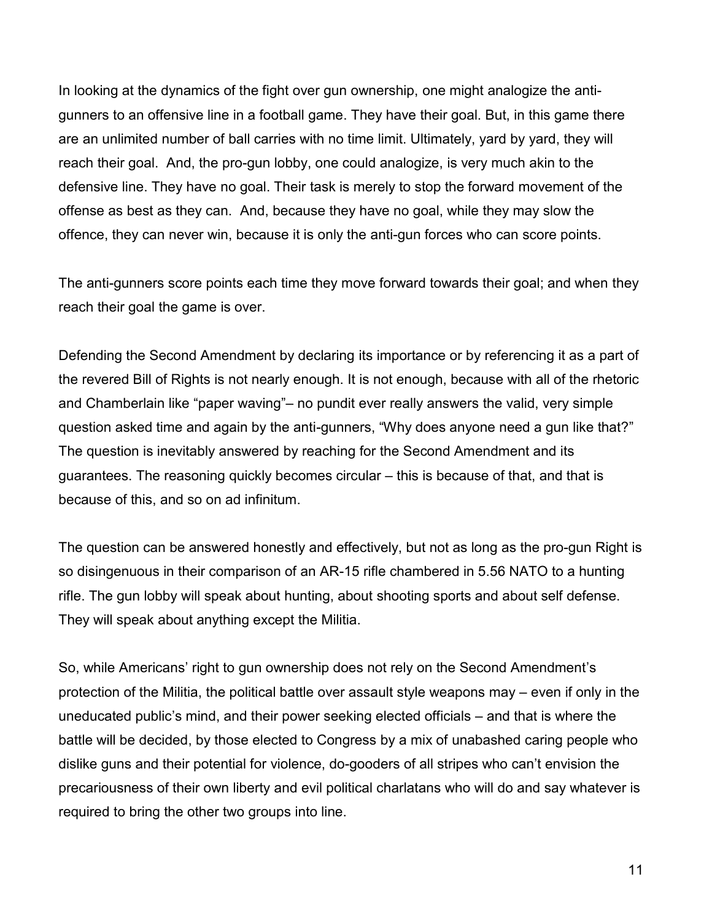In looking at the dynamics of the fight over gun ownership, one might analogize the anti-gunners to an offensive line in a football game. They have their goal. But, in this game there are an unlimited number of ball carries with no time limit. Ultimately, yard by yard, they will reach their goal. And, the pro-gun lobby, one could analogize, is very much akin to the defensive line. They have no goal. Their task is merely to stop the forward movement of the offense as best as they can. And, because they have no goal, while they may slow the offence, they can never win, because it is only the anti-gun forces who can score points.

The anti-gunners score points each time they move forward towards their goal; and when they reach their goal the game is over.

Defending the Second Amendment by declaring its importance or by referencing it as a part of the revered Bill of Rights is not nearly enough. It is not enough, because with all of the rhetoric and Chamberlain like "paper waving"– no pundit ever really answers the valid, very simple question asked time and again by the anti-gunners, "Why does anyone need a gun like that?" The question is inevitably answered by reaching for the Second Amendment and its guarantees. The reasoning quickly becomes circular – this is because of that, and that is because of this, and so on ad infinitum.

The question can be answered honestly and effectively, but not as long as the pro-gun Right is so disingenuous in their comparison of an AR-15 rifle chambered in 5.56 NATO to a hunting rifle. The gun lobby will speak about hunting, about shooting sports and about self defense. They will speak about anything except the Militia.

So, while Americans' right to gun ownership does not rely on the Second Amendment's protection of the Militia, the political battle over assault style weapons may – even if only in the uneducated public's mind, and their power seeking elected officials – and that is where the battle will be decided, by those elected to Congress by a mix of unabashed caring people who dislike guns and their potential for violence, do-gooders of all stripes who can't envision the precariousness of their own liberty and evil political charlatans who will do and say whatever is required to bring the other two groups into line.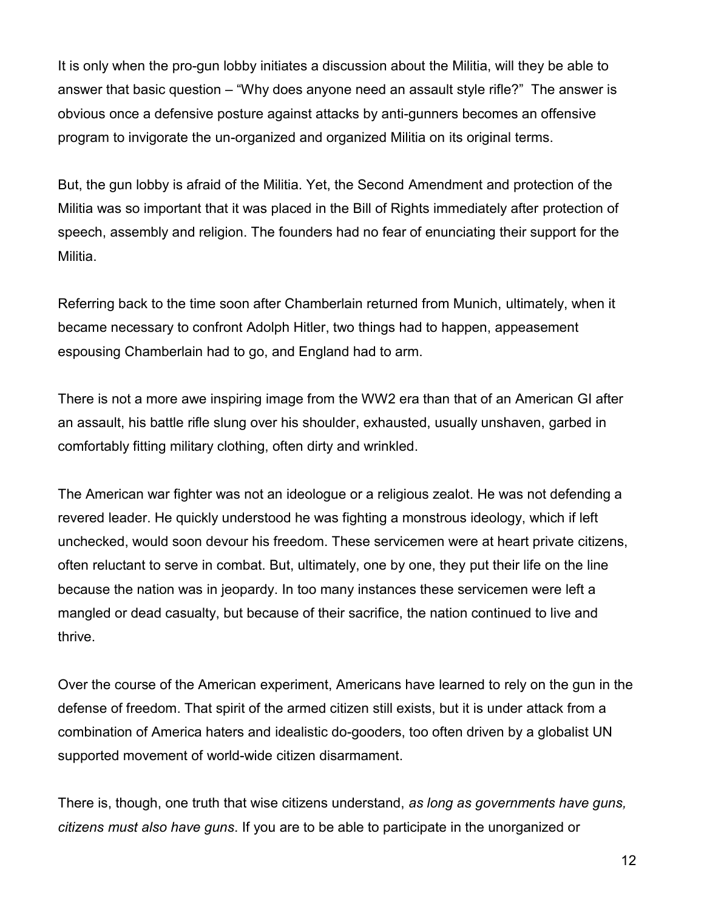It is only when the pro-gun lobby initiates a discussion about the Militia, will they be able to answer that basic question – "Why does anyone need an assault style rifle?" The answer is obvious once a defensive posture against attacks by anti-gunners becomes an offensive program to invigorate the un-organized and organized Militia on its original terms.

But, the gun lobby is afraid of the Militia. Yet, the Second Amendment and protection of the Militia was so important that it was placed in the Bill of Rights immediately after protection of speech, assembly and religion. The founders had no fear of enunciating their support for the Militia.

Referring back to the time soon after Chamberlain returned from Munich, ultimately, when it became necessary to confront Adolph Hitler, two things had to happen, appeasement espousing Chamberlain had to go, and England had to arm.

There is not a more awe inspiring image from the WW2 era than that of an American GI after an assault, his battle rifle slung over his shoulder, exhausted, usually unshaven, garbed in comfortably fitting military clothing, often dirty and wrinkled.

The American war fighter was not an ideologue or a religious zealot. He was not defending a revered leader. He quickly understood he was fighting a monstrous ideology, which if left unchecked, would soon devour his freedom. These servicemen were at heart private citizens, often reluctant to serve in combat. But, ultimately, one by one, they put their life on the line because the nation was in jeopardy. In too many instances these servicemen were left a mangled or dead casualty, but because of their sacrifice, the nation continued to live and thrive.

Over the course of the American experiment, Americans have learned to rely on the gun in the defense of freedom. That spirit of the armed citizen still exists, but it is under attack from a combination of America haters and idealistic do-gooders, too often driven by a globalist UN supported movement of world-wide citizen disarmament.

There is, though, one truth that wise citizens understand, *as long as governments have guns, citizens must also have guns*. If you are to be able to participate in the unorganized or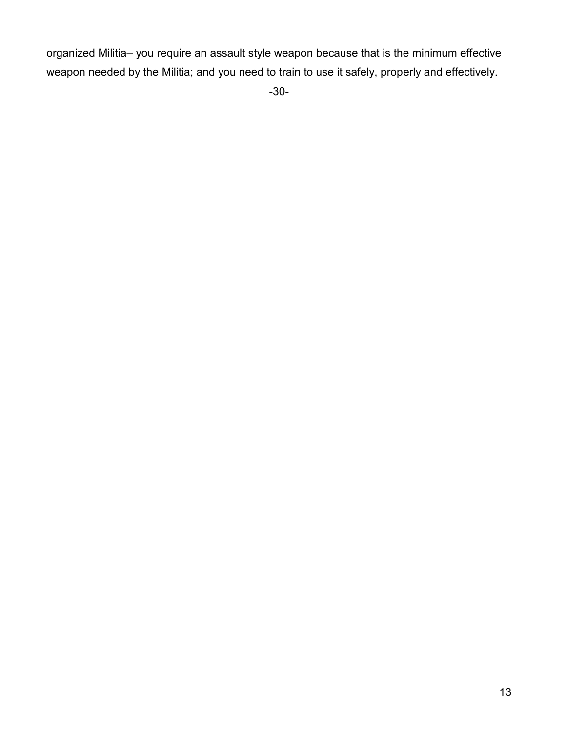organized Militia– you require an assault style weapon because that is the minimum effective weapon needed by the Militia; and you need to train to use it safely, properly and effectively.

-30-